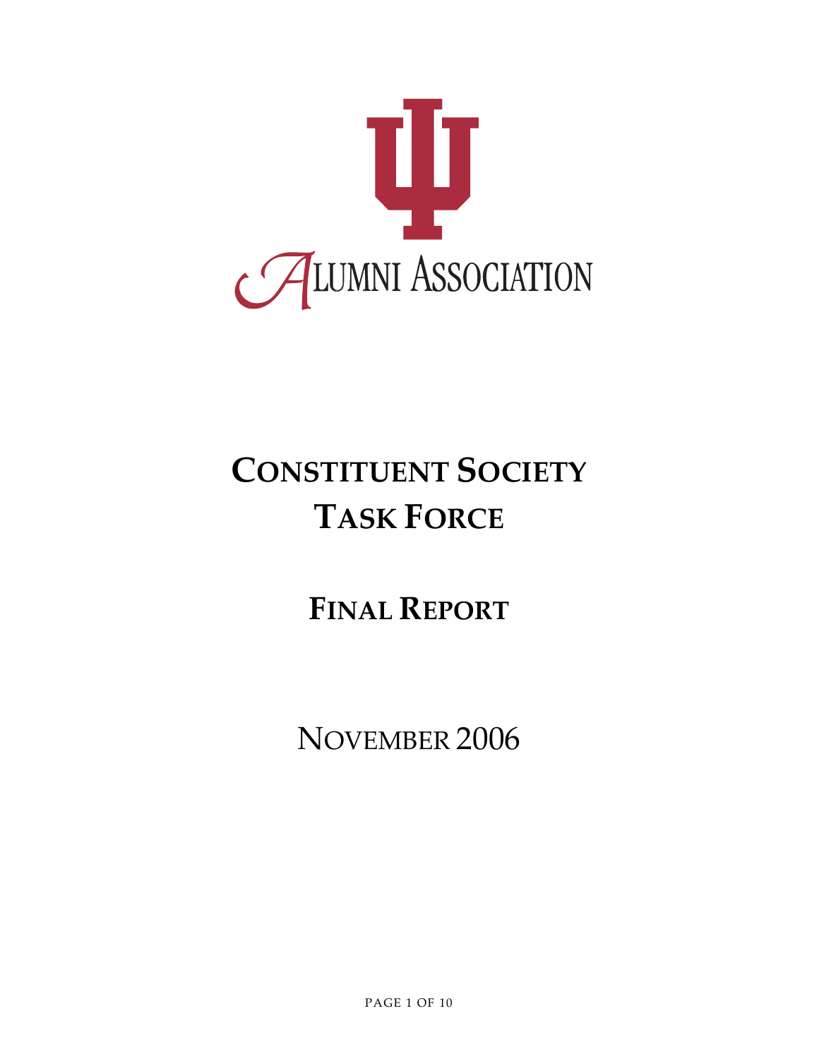ALUMNI ASSOCIATION

# CONSTITUENT SOCIETY TASK FORCE

## FINAL REPORT

NOVEMBER 2006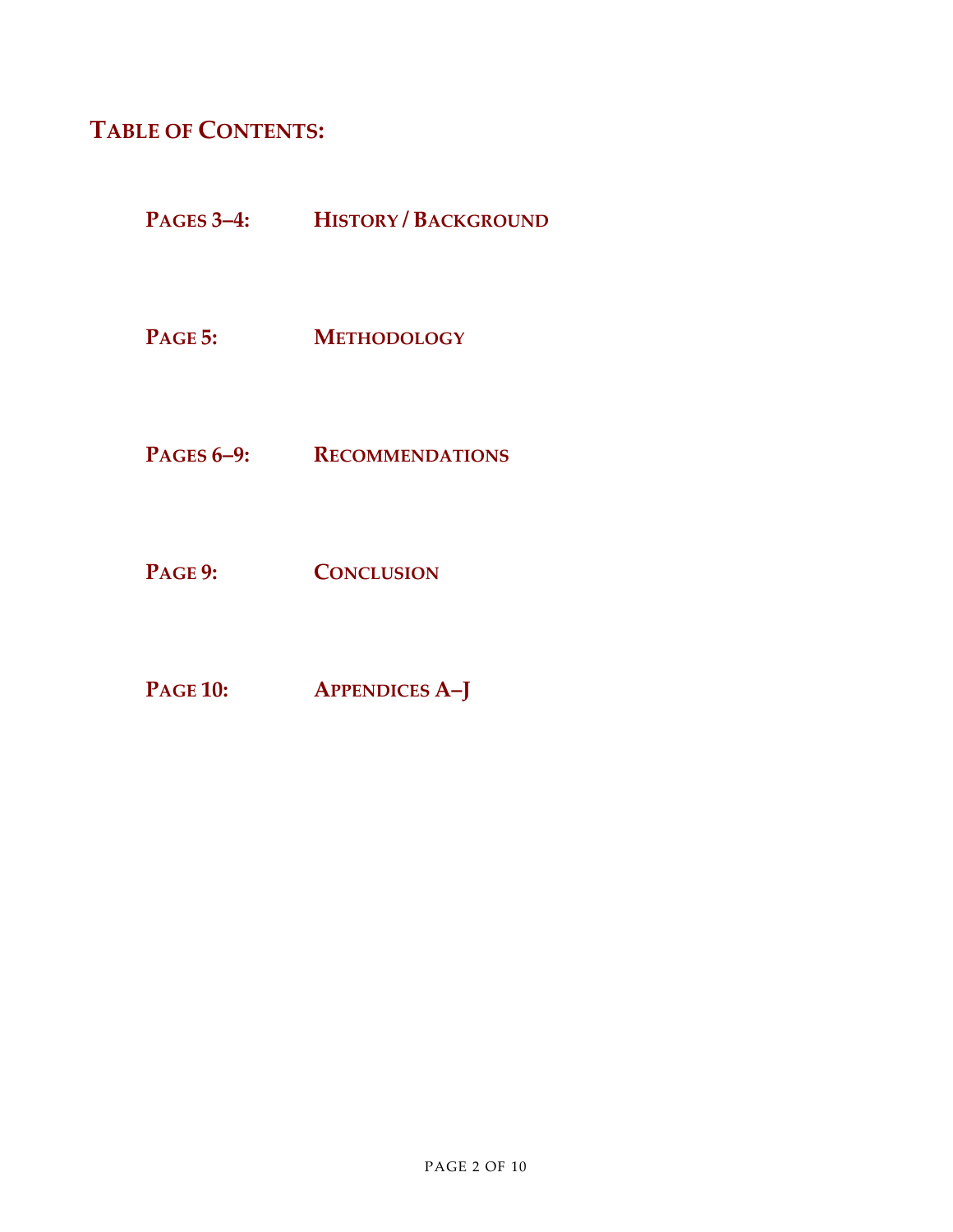## Table of Contents:

| | |
|---|---|
| **Pages 3–4:** | **History / Background** |
| **Page 5:** | **Methodology** |
| **Pages 6–9:** | **Recommendations** |
| **Page 9:** | **Conclusion** |
| **Page 10:** | **Appendices A–J** |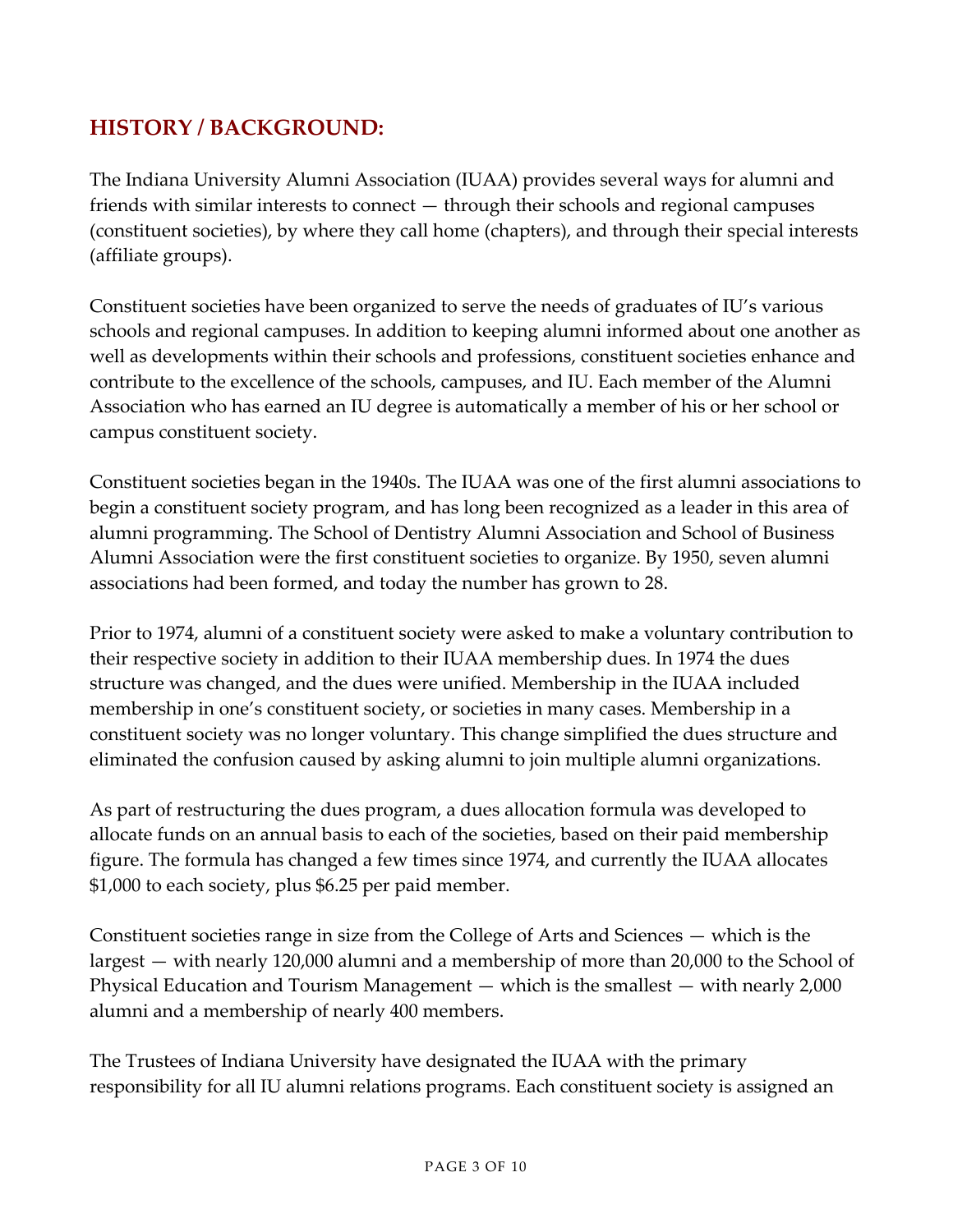## HISTORY / BACKGROUND:

The Indiana University Alumni Association (IUAA) provides several ways for alumni and friends with similar interests to connect — through their schools and regional campuses (constituent societies), by where they call home (chapters), and through their special interests (affiliate groups).

Constituent societies have been organized to serve the needs of graduates of IU's various schools and regional campuses. In addition to keeping alumni informed about one another as well as developments within their schools and professions, constituent societies enhance and contribute to the excellence of the schools, campuses, and IU. Each member of the Alumni Association who has earned an IU degree is automatically a member of his or her school or campus constituent society.

Constituent societies began in the 1940s. The IUAA was one of the first alumni associations to begin a constituent society program, and has long been recognized as a leader in this area of alumni programming. The School of Dentistry Alumni Association and School of Business Alumni Association were the first constituent societies to organize. By 1950, seven alumni associations had been formed, and today the number has grown to 28.

Prior to 1974, alumni of a constituent society were asked to make a voluntary contribution to their respective society in addition to their IUAA membership dues. In 1974 the dues structure was changed, and the dues were unified. Membership in the IUAA included membership in one's constituent society, or societies in many cases. Membership in a constituent society was no longer voluntary. This change simplified the dues structure and eliminated the confusion caused by asking alumni to join multiple alumni organizations.

As part of restructuring the dues program, a dues allocation formula was developed to allocate funds on an annual basis to each of the societies, based on their paid membership figure. The formula has changed a few times since 1974, and currently the IUAA allocates $1,000 to each society, plus $6.25 per paid member.

Constituent societies range in size from the College of Arts and Sciences — which is the largest — with nearly 120,000 alumni and a membership of more than 20,000 to the School of Physical Education and Tourism Management — which is the smallest — with nearly 2,000 alumni and a membership of nearly 400 members.

The Trustees of Indiana University have designated the IUAA with the primary responsibility for all IU alumni relations programs. Each constituent society is assigned an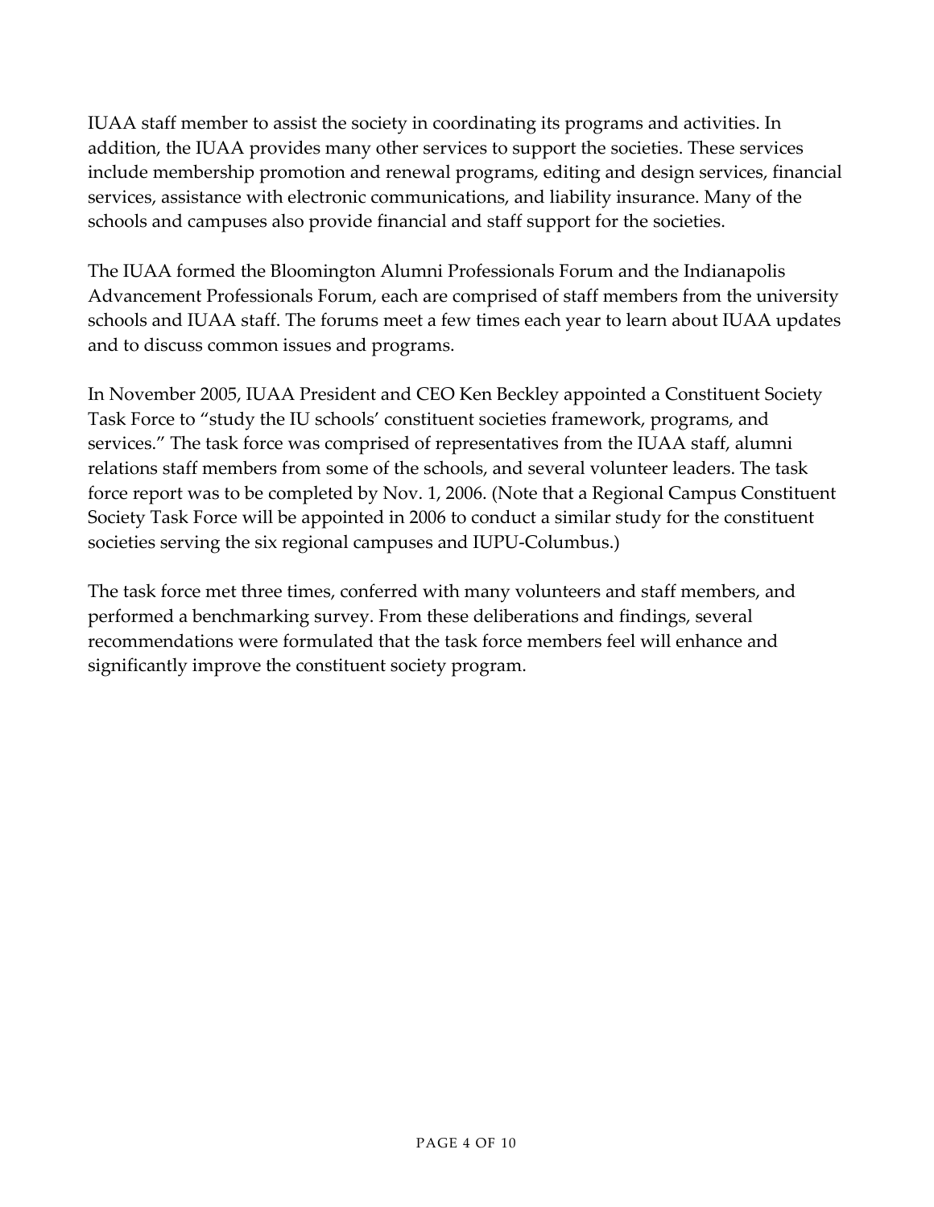IUAA staff member to assist the society in coordinating its programs and activities. In addition, the IUAA provides many other services to support the societies. These services include membership promotion and renewal programs, editing and design services, financial services, assistance with electronic communications, and liability insurance. Many of the schools and campuses also provide financial and staff support for the societies.

The IUAA formed the Bloomington Alumni Professionals Forum and the Indianapolis Advancement Professionals Forum, each are comprised of staff members from the university schools and IUAA staff. The forums meet a few times each year to learn about IUAA updates and to discuss common issues and programs.

In November 2005, IUAA President and CEO Ken Beckley appointed a Constituent Society Task Force to "study the IU schools' constituent societies framework, programs, and services." The task force was comprised of representatives from the IUAA staff, alumni relations staff members from some of the schools, and several volunteer leaders. The task force report was to be completed by Nov. 1, 2006. (Note that a Regional Campus Constituent Society Task Force will be appointed in 2006 to conduct a similar study for the constituent societies serving the six regional campuses and IUPU-Columbus.)

The task force met three times, conferred with many volunteers and staff members, and performed a benchmarking survey. From these deliberations and findings, several recommendations were formulated that the task force members feel will enhance and significantly improve the constituent society program.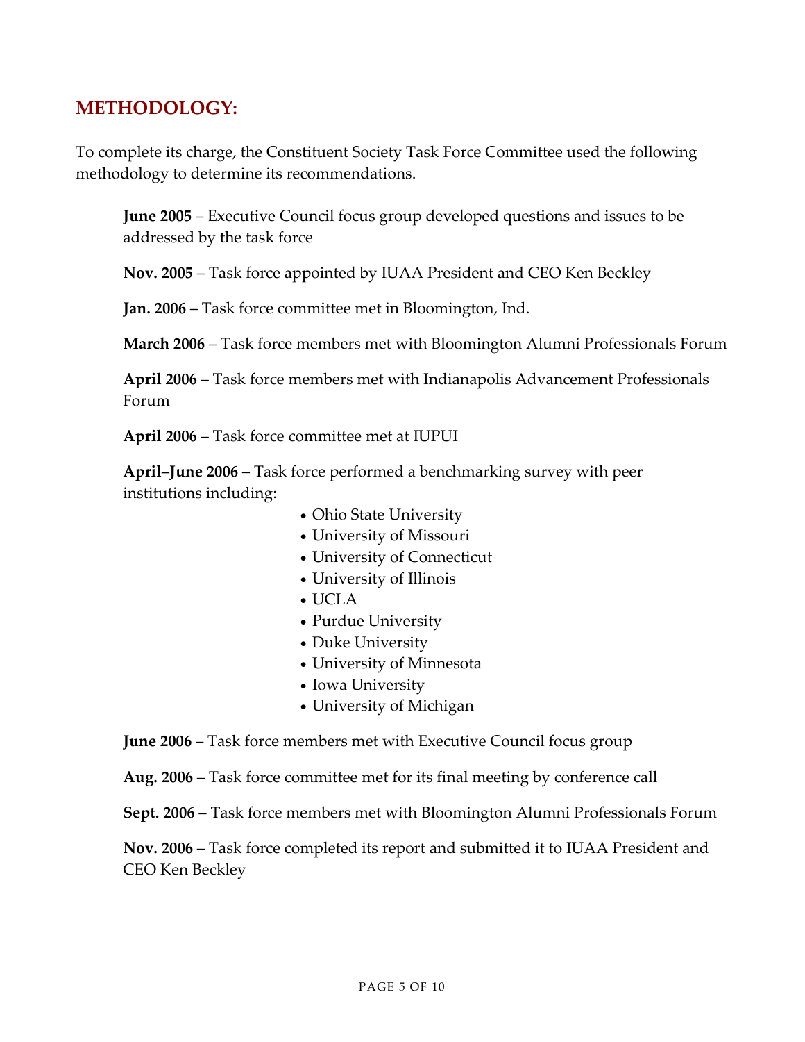## METHODOLOGY:

To complete its charge, the Constituent Society Task Force Committee used the following methodology to determine its recommendations.

**June 2005** – Executive Council focus group developed questions and issues to be addressed by the task force

**Nov. 2005** – Task force appointed by IUAA President and CEO Ken Beckley

**Jan. 2006** – Task force committee met in Bloomington, Ind.

**March 2006** – Task force members met with Bloomington Alumni Professionals Forum

**April 2006** – Task force members met with Indianapolis Advancement Professionals Forum

**April 2006** – Task force committee met at IUPUI

**April–June 2006** – Task force performed a benchmarking survey with peer institutions including:

- Ohio State University
- University of Missouri
- University of Connecticut
- University of Illinois
- UCLA
- Purdue University
- Duke University
- University of Minnesota
- Iowa University
- University of Michigan

**June 2006** – Task force members met with Executive Council focus group

**Aug. 2006** – Task force committee met for its final meeting by conference call

**Sept. 2006** – Task force members met with Bloomington Alumni Professionals Forum

**Nov. 2006** – Task force completed its report and submitted it to IUAA President and CEO Ken Beckley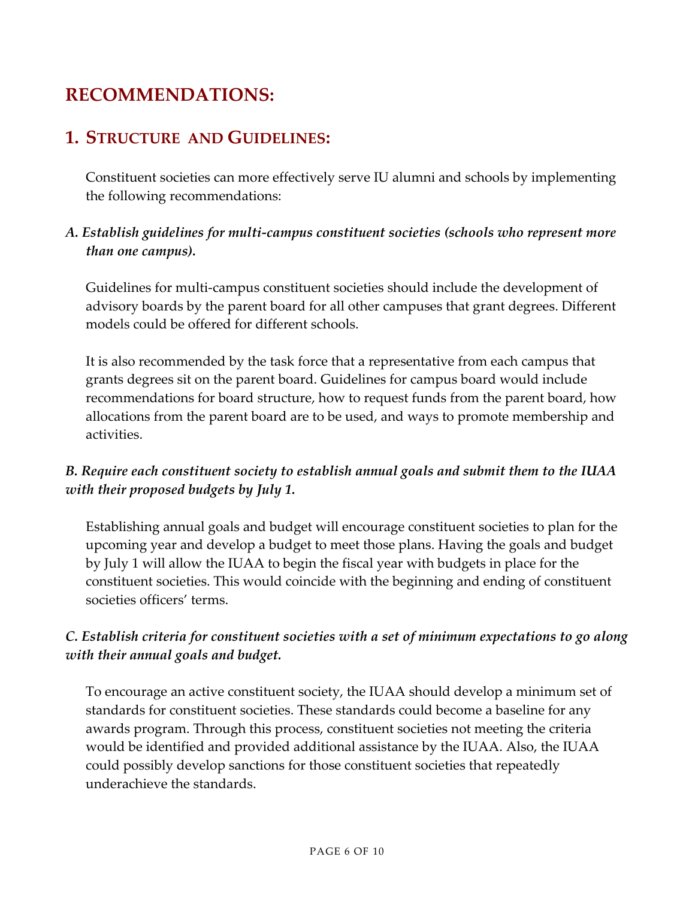# RECOMMENDATIONS:

## 1. STRUCTURE AND GUIDELINES:

Constituent societies can more effectively serve IU alumni and schools by implementing the following recommendations:

### *A. Establish guidelines for multi-campus constituent societies (schools who represent more than one campus).*

Guidelines for multi-campus constituent societies should include the development of advisory boards by the parent board for all other campuses that grant degrees. Different models could be offered for different schools.

It is also recommended by the task force that a representative from each campus that grants degrees sit on the parent board. Guidelines for campus board would include recommendations for board structure, how to request funds from the parent board, how allocations from the parent board are to be used, and ways to promote membership and activities.

### *B. Require each constituent society to establish annual goals and submit them to the IUAA with their proposed budgets by July 1.*

Establishing annual goals and budget will encourage constituent societies to plan for the upcoming year and develop a budget to meet those plans. Having the goals and budget by July 1 will allow the IUAA to begin the fiscal year with budgets in place for the constituent societies. This would coincide with the beginning and ending of constituent societies officers' terms.

### *C. Establish criteria for constituent societies with a set of minimum expectations to go along with their annual goals and budget.*

To encourage an active constituent society, the IUAA should develop a minimum set of standards for constituent societies. These standards could become a baseline for any awards program. Through this process, constituent societies not meeting the criteria would be identified and provided additional assistance by the IUAA. Also, the IUAA could possibly develop sanctions for those constituent societies that repeatedly underachieve the standards.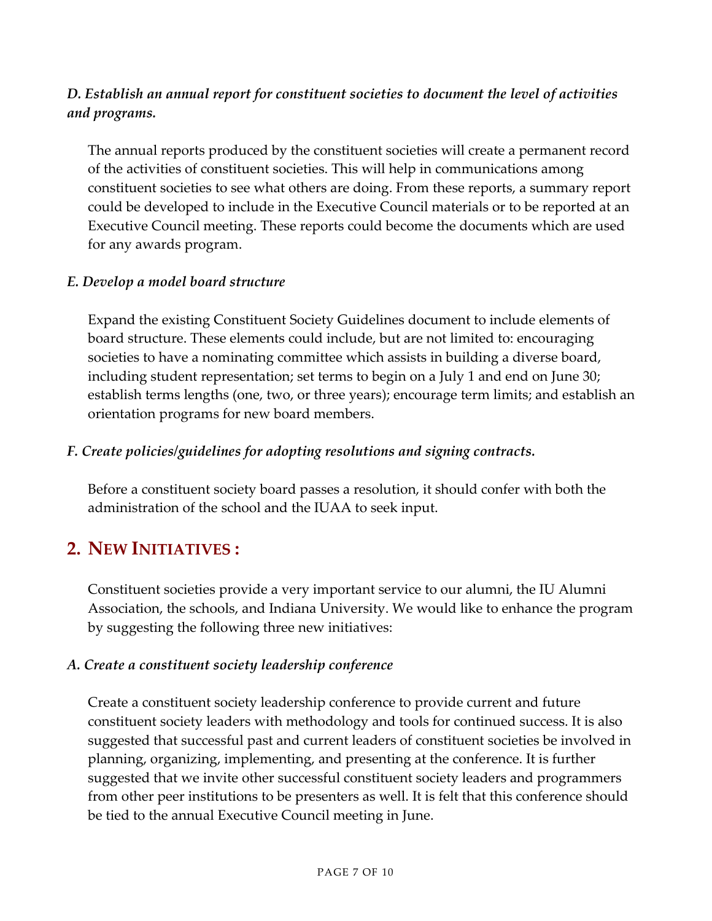### *D. Establish an annual report for constituent societies to document the level of activities and programs.*

The annual reports produced by the constituent societies will create a permanent record of the activities of constituent societies. This will help in communications among constituent societies to see what others are doing. From these reports, a summary report could be developed to include in the Executive Council materials or to be reported at an Executive Council meeting. These reports could become the documents which are used for any awards program.

### *E. Develop a model board structure*

Expand the existing Constituent Society Guidelines document to include elements of board structure. These elements could include, but are not limited to: encouraging societies to have a nominating committee which assists in building a diverse board, including student representation; set terms to begin on a July 1 and end on June 30; establish terms lengths (one, two, or three years); encourage term limits; and establish an orientation programs for new board members.

### *F. Create policies/guidelines for adopting resolutions and signing contracts.*

Before a constituent society board passes a resolution, it should confer with both the administration of the school and the IUAA to seek input.

## 2. NEW INITIATIVES :

Constituent societies provide a very important service to our alumni, the IU Alumni Association, the schools, and Indiana University. We would like to enhance the program by suggesting the following three new initiatives:

### *A. Create a constituent society leadership conference*

Create a constituent society leadership conference to provide current and future constituent society leaders with methodology and tools for continued success. It is also suggested that successful past and current leaders of constituent societies be involved in planning, organizing, implementing, and presenting at the conference. It is further suggested that we invite other successful constituent society leaders and programmers from other peer institutions to be presenters as well. It is felt that this conference should be tied to the annual Executive Council meeting in June.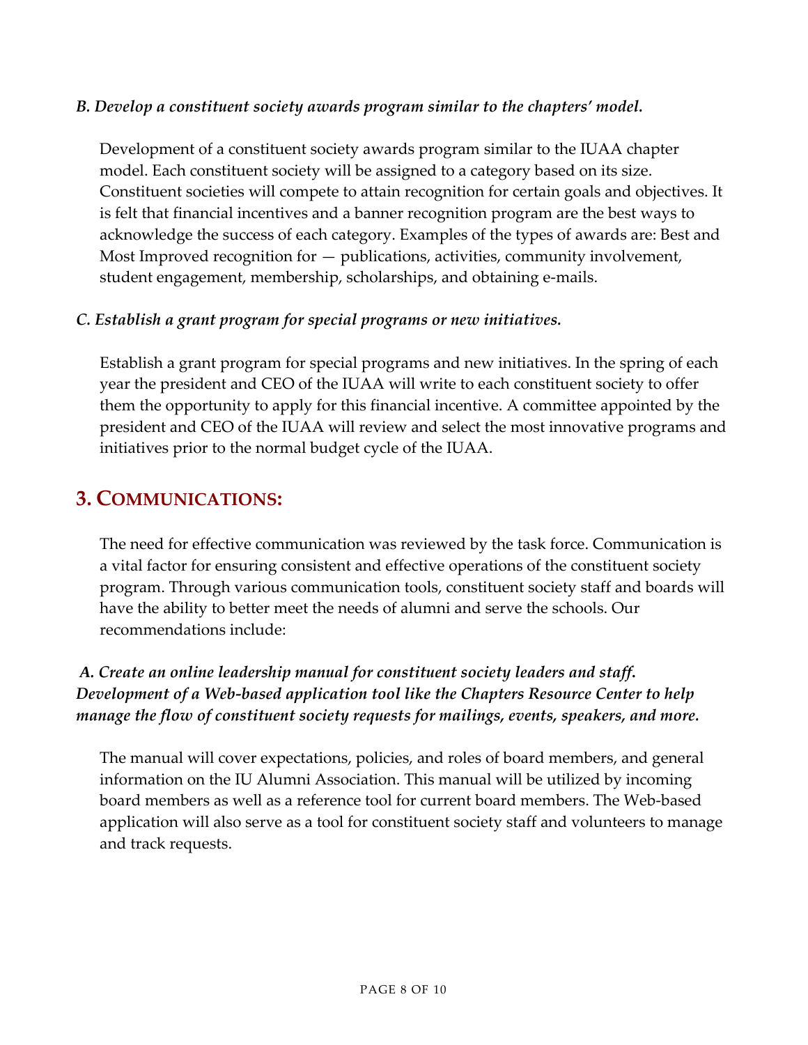*B. Develop a constituent society awards program similar to the chapters' model.*

Development of a constituent society awards program similar to the IUAA chapter model. Each constituent society will be assigned to a category based on its size. Constituent societies will compete to attain recognition for certain goals and objectives. It is felt that financial incentives and a banner recognition program are the best ways to acknowledge the success of each category. Examples of the types of awards are: Best and Most Improved recognition for — publications, activities, community involvement, student engagement, membership, scholarships, and obtaining e-mails.

*C. Establish a grant program for special programs or new initiatives.*

Establish a grant program for special programs and new initiatives. In the spring of each year the president and CEO of the IUAA will write to each constituent society to offer them the opportunity to apply for this financial incentive. A committee appointed by the president and CEO of the IUAA will review and select the most innovative programs and initiatives prior to the normal budget cycle of the IUAA.

## 3. COMMUNICATIONS:

The need for effective communication was reviewed by the task force. Communication is a vital factor for ensuring consistent and effective operations of the constituent society program. Through various communication tools, constituent society staff and boards will have the ability to better meet the needs of alumni and serve the schools. Our recommendations include:

*A. Create an online leadership manual for constituent society leaders and staff. Development of a Web-based application tool like the Chapters Resource Center to help manage the flow of constituent society requests for mailings, events, speakers, and more.*

The manual will cover expectations, policies, and roles of board members, and general information on the IU Alumni Association. This manual will be utilized by incoming board members as well as a reference tool for current board members. The Web-based application will also serve as a tool for constituent society staff and volunteers to manage and track requests.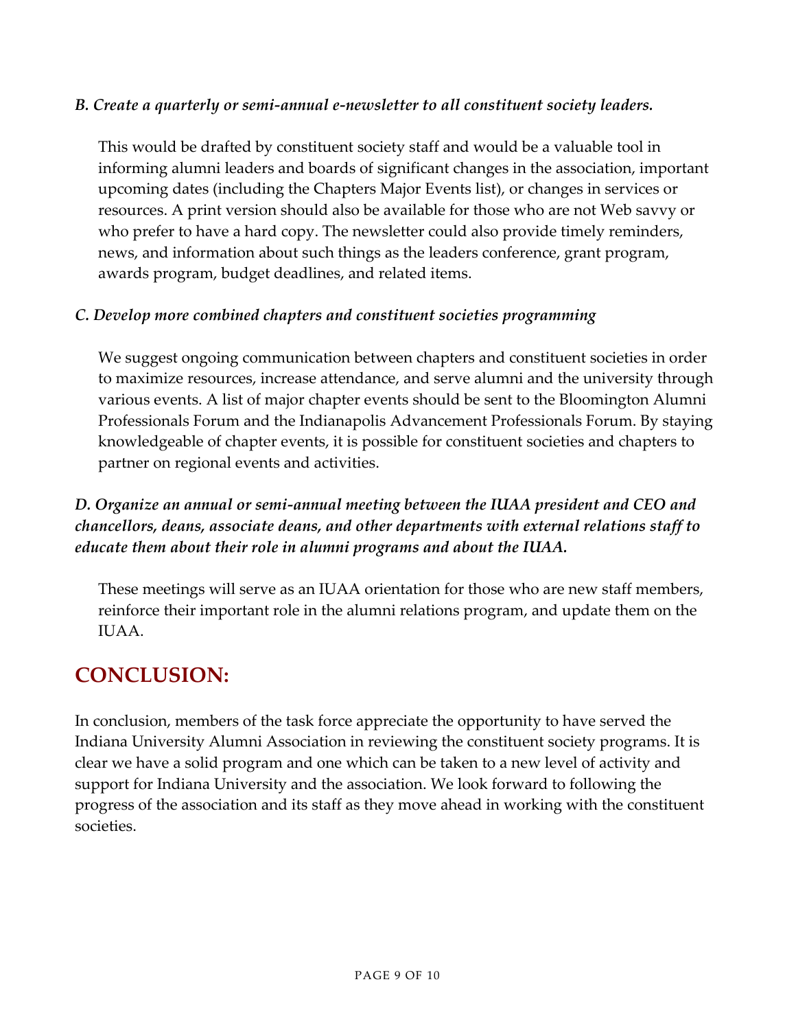*B. Create a quarterly or semi-annual e-newsletter to all constituent society leaders.*

This would be drafted by constituent society staff and would be a valuable tool in informing alumni leaders and boards of significant changes in the association, important upcoming dates (including the Chapters Major Events list), or changes in services or resources. A print version should also be available for those who are not Web savvy or who prefer to have a hard copy. The newsletter could also provide timely reminders, news, and information about such things as the leaders conference, grant program, awards program, budget deadlines, and related items.

*C. Develop more combined chapters and constituent societies programming*

We suggest ongoing communication between chapters and constituent societies in order to maximize resources, increase attendance, and serve alumni and the university through various events. A list of major chapter events should be sent to the Bloomington Alumni Professionals Forum and the Indianapolis Advancement Professionals Forum. By staying knowledgeable of chapter events, it is possible for constituent societies and chapters to partner on regional events and activities.

***D. Organize an annual or semi-annual meeting between the IUAA president and CEO and chancellors, deans, associate deans, and other departments with external relations staff to educate them about their role in alumni programs and about the IUAA.***

These meetings will serve as an IUAA orientation for those who are new staff members, reinforce their important role in the alumni relations program, and update them on the IUAA.

## CONCLUSION:

In conclusion, members of the task force appreciate the opportunity to have served the Indiana University Alumni Association in reviewing the constituent society programs. It is clear we have a solid program and one which can be taken to a new level of activity and support for Indiana University and the association. We look forward to following the progress of the association and its staff as they move ahead in working with the constituent societies.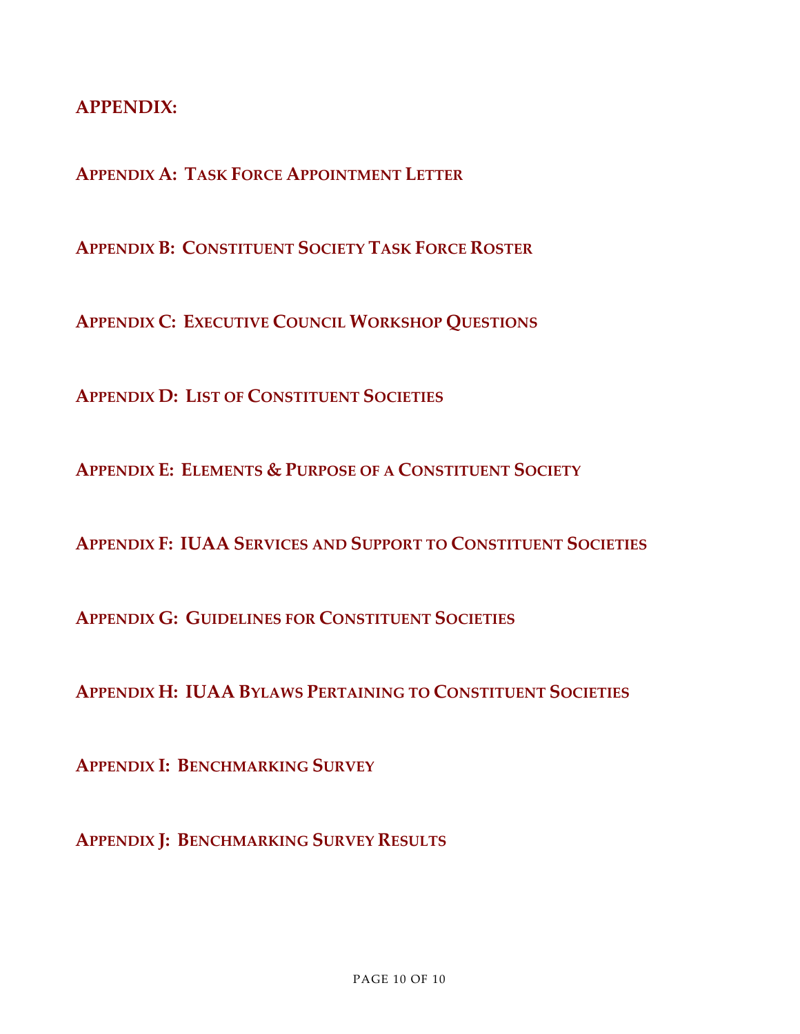## APPENDIX:

### Appendix A: Task Force Appointment Letter

### Appendix B: Constituent Society Task Force Roster

### Appendix C: Executive Council Workshop Questions

### Appendix D: List of Constituent Societies

### Appendix E: Elements & Purpose of a Constituent Society

### Appendix F: IUAA Services and Support to Constituent Societies

### Appendix G: Guidelines for Constituent Societies

### Appendix H: IUAA Bylaws Pertaining to Constituent Societies

### Appendix I: Benchmarking Survey

### Appendix J: Benchmarking Survey Results